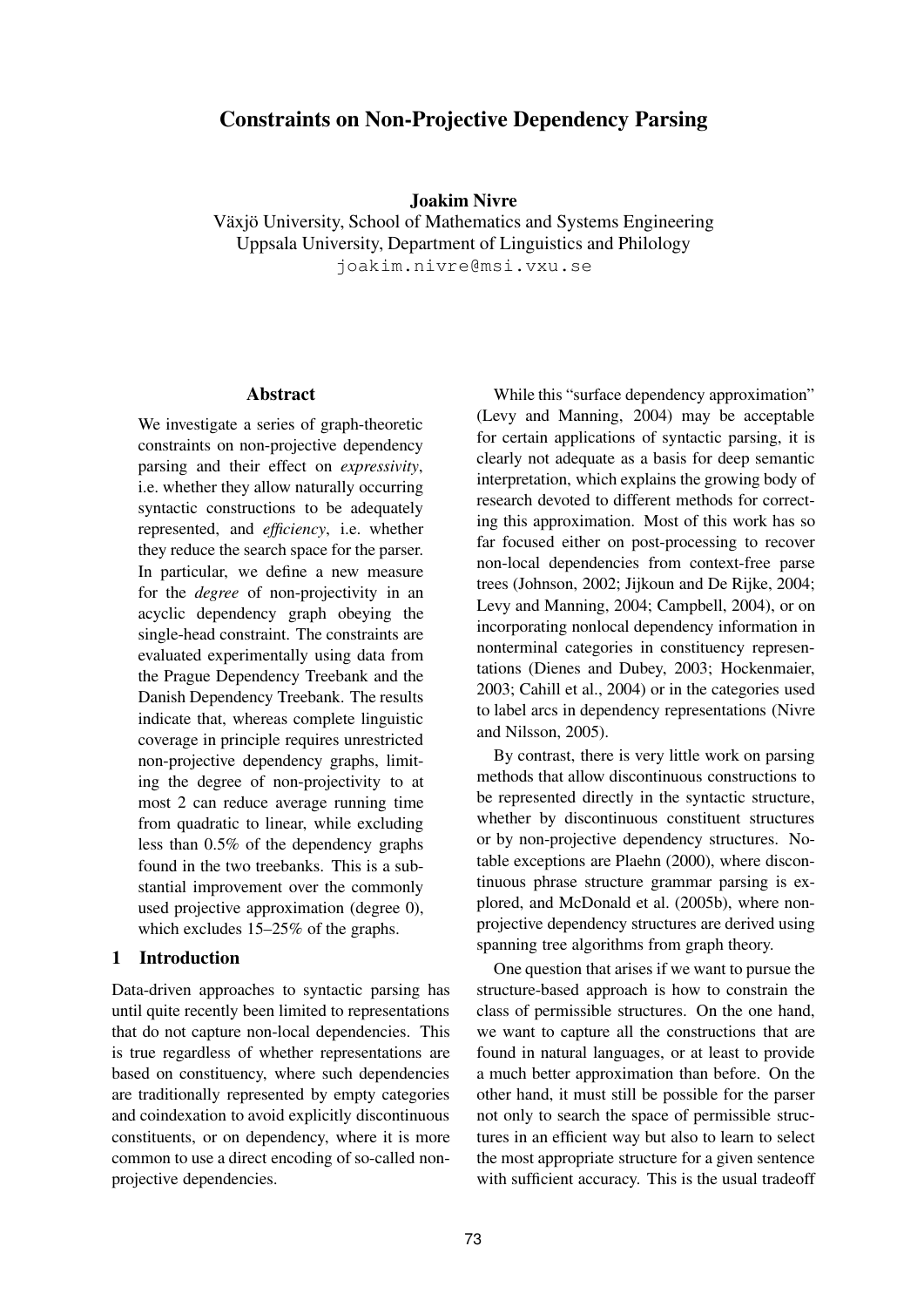# Constraints on Non-Projective Dependency Parsing

**Joakim Nivre**
Växjö University, School of Mathematics and Systems Engineering
Uppsala University, Department of Linguistics and Philology
joakim.nivre@msi.vxu.se

## Abstract

We investigate a series of graph-theoretic constraints on non-projective dependency parsing and their effect on *expressivity*, i.e. whether they allow naturally occurring syntactic constructions to be adequately represented, and *efficiency*, i.e. whether they reduce the search space for the parser. In particular, we define a new measure for the *degree* of non-projectivity in an acyclic dependency graph obeying the single-head constraint. The constraints are evaluated experimentally using data from the Prague Dependency Treebank and the Danish Dependency Treebank. The results indicate that, whereas complete linguistic coverage in principle requires unrestricted non-projective dependency graphs, limiting the degree of non-projectivity to at most 2 can reduce average running time from quadratic to linear, while excluding less than 0.5% of the dependency graphs found in the two treebanks. This is a substantial improvement over the commonly used projective approximation (degree 0), which excludes 15–25% of the graphs.

## 1 Introduction

Data-driven approaches to syntactic parsing has until quite recently been limited to representations that do not capture non-local dependencies. This is true regardless of whether representations are based on constituency, where such dependencies are traditionally represented by empty categories and coindexation to avoid explicitly discontinuous constituents, or on dependency, where it is more common to use a direct encoding of so-called non-projective dependencies.

While this "surface dependency approximation" (Levy and Manning, 2004) may be acceptable for certain applications of syntactic parsing, it is clearly not adequate as a basis for deep semantic interpretation, which explains the growing body of research devoted to different methods for correcting this approximation. Most of this work has so far focused either on post-processing to recover non-local dependencies from context-free parse trees (Johnson, 2002; Jijkoun and De Rijke, 2004; Levy and Manning, 2004; Campbell, 2004), or on incorporating nonlocal dependency information in nonterminal categories in constituency representations (Dienes and Dubey, 2003; Hockenmaier, 2003; Cahill et al., 2004) or in the categories used to label arcs in dependency representations (Nivre and Nilsson, 2005).

By contrast, there is very little work on parsing methods that allow discontinuous constructions to be represented directly in the syntactic structure, whether by discontinuous constituent structures or by non-projective dependency structures. Notable exceptions are Plaehn (2000), where discontinuous phrase structure grammar parsing is explored, and McDonald et al. (2005b), where non-projective dependency structures are derived using spanning tree algorithms from graph theory.

One question that arises if we want to pursue the structure-based approach is how to constrain the class of permissible structures. On the one hand, we want to capture all the constructions that are found in natural languages, or at least to provide a much better approximation than before. On the other hand, it must still be possible for the parser not only to search the space of permissible structures in an efficient way but also to learn to select the most appropriate structure for a given sentence with sufficient accuracy. This is the usual tradeoff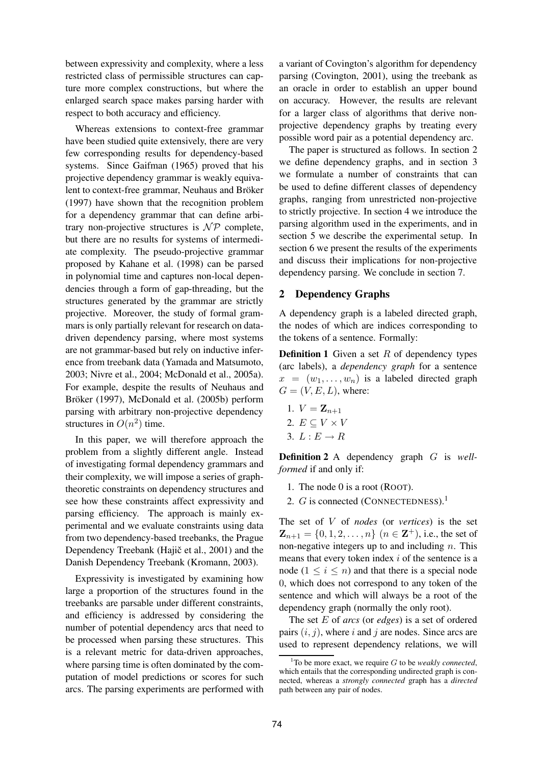between expressivity and complexity, where a less restricted class of permissible structures can capture more complex constructions, but where the enlarged search space makes parsing harder with respect to both accuracy and efficiency.

Whereas extensions to context-free grammar have been studied quite extensively, there are very few corresponding results for dependency-based systems. Since Gaifman (1965) proved that his projective dependency grammar is weakly equivalent to context-free grammar, Neuhaus and Bröker (1997) have shown that the recognition problem for a dependency grammar that can define arbitrary non-projective structures is $\mathcal{NP}$ complete, but there are no results for systems of intermediate complexity. The pseudo-projective grammar proposed by Kahane et al. (1998) can be parsed in polynomial time and captures non-local dependencies through a form of gap-threading, but the structures generated by the grammar are strictly projective. Moreover, the study of formal grammars is only partially relevant for research on data-driven dependency parsing, where most systems are not grammar-based but rely on inductive inference from treebank data (Yamada and Matsumoto, 2003; Nivre et al., 2004; McDonald et al., 2005a). For example, despite the results of Neuhaus and Bröker (1997), McDonald et al. (2005b) perform parsing with arbitrary non-projective dependency structures in $O(n^2)$ time.

In this paper, we will therefore approach the problem from a slightly different angle. Instead of investigating formal dependency grammars and their complexity, we will impose a series of graph-theoretic constraints on dependency structures and see how these constraints affect expressivity and parsing efficiency. The approach is mainly experimental and we evaluate constraints using data from two dependency-based treebanks, the Prague Dependency Treebank (Hajič et al., 2001) and the Danish Dependency Treebank (Kromann, 2003).

Expressivity is investigated by examining how large a proportion of the structures found in the treebanks are parsable under different constraints, and efficiency is addressed by considering the number of potential dependency arcs that need to be processed when parsing these structures. This is a relevant metric for data-driven approaches, where parsing time is often dominated by the computation of model predictions or scores for such arcs. The parsing experiments are performed with a variant of Covington's algorithm for dependency parsing (Covington, 2001), using the treebank as an oracle in order to establish an upper bound on accuracy. However, the results are relevant for a larger class of algorithms that derive non-projective dependency graphs by treating every possible word pair as a potential dependency arc.

The paper is structured as follows. In section 2 we define dependency graphs, and in section 3 we formulate a number of constraints that can be used to define different classes of dependency graphs, ranging from unrestricted non-projective to strictly projective. In section 4 we introduce the parsing algorithm used in the experiments, and in section 5 we describe the experimental setup. In section 6 we present the results of the experiments and discuss their implications for non-projective dependency parsing. We conclude in section 7.

## 2 Dependency Graphs

A dependency graph is a labeled directed graph, the nodes of which are indices corresponding to the tokens of a sentence. Formally:

**Definition 1** Given a set $R$ of dependency types (arc labels), a *dependency graph* for a sentence $x = (w_1, \ldots, w_n)$ is a labeled directed graph $G = (V, E, L)$, where:

1. $V = \mathbf{Z}_{n+1}$
2. $E \subseteq V \times V$
3. $L : E \rightarrow R$

**Definition 2** A dependency graph $G$ is *well-formed* if and only if:

1. The node 0 is a root (ROOT).
2. $G$ is connected (CONNECTEDNESS).[1]

The set of $V$ of *nodes* (or *vertices*) is the set $\mathbf{Z}_{n+1} = \{0, 1, 2, \ldots, n\}$ ($n \in \mathbf{Z}^+$), i.e., the set of non-negative integers up to and including $n$. This means that every token index $i$ of the sentence is a node ($1 \leq i \leq n$) and that there is a special node 0, which does not correspond to any token of the sentence and which will always be a root of the dependency graph (normally the only root).

The set $E$ of *arcs* (or *edges*) is a set of ordered pairs $(i, j)$, where $i$ and $j$ are nodes. Since arcs are used to represent dependency relations, we will

[1] To be more exact, we require $G$ to be *weakly connected*, which entails that the corresponding undirected graph is connected, whereas a *strongly connected* graph has a *directed* path between any pair of nodes.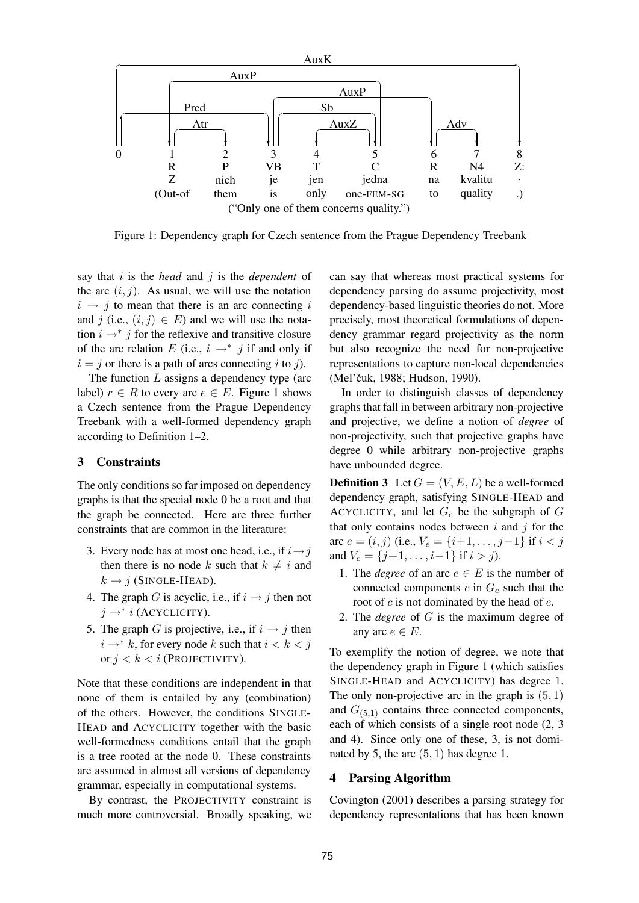Figure 1: Dependency graph for Czech sentence from the Prague Dependency Treebank

say that $i$ is the *head* and $j$ is the *dependent* of the arc $(i, j)$. As usual, we will use the notation $i \rightarrow j$ to mean that there is an arc connecting $i$ and $j$ (i.e., $(i, j) \in E$) and we will use the notation $i \rightarrow^* j$ for the reflexive and transitive closure of the arc relation $E$ (i.e., $i \rightarrow^* j$ if and only if $i = j$ or there is a path of arcs connecting $i$ to $j$).

The function $L$ assigns a dependency type (arc label) $r \in R$ to every arc $e \in E$. Figure 1 shows a Czech sentence from the Prague Dependency Treebank with a well-formed dependency graph according to Definition 1–2.

## 3 Constraints

The only conditions so far imposed on dependency graphs is that the special node 0 be a root and that the graph be connected. Here are three further constraints that are common in the literature:

3. Every node has at most one head, i.e., if $i \rightarrow j$ then there is no node $k$ such that $k \neq i$ and $k \rightarrow j$ (SINGLE-HEAD).
4. The graph $G$ is acyclic, i.e., if $i \rightarrow j$ then not $j \rightarrow^* i$ (ACYCLICITY).
5. The graph $G$ is projective, i.e., if $i \rightarrow j$ then $i \rightarrow^* k$, for every node $k$ such that $i < k < j$ or $j < k < i$ (PROJECTIVITY).

Note that these conditions are independent in that none of them is entailed by any (combination) of the others. However, the conditions SINGLE-HEAD and ACYCLICITY together with the basic well-formedness conditions entail that the graph is a tree rooted at the node 0. These constraints are assumed in almost all versions of dependency grammar, especially in computational systems.

By contrast, the PROJECTIVITY constraint is much more controversial. Broadly speaking, we can say that whereas most practical systems for dependency parsing do assume projectivity, most dependency-based linguistic theories do not. More precisely, most theoretical formulations of dependency grammar regard projectivity as the norm but also recognize the need for non-projective representations to capture non-local dependencies (Mel'čuk, 1988; Hudson, 1990).

In order to distinguish classes of dependency graphs that fall in between arbitrary non-projective and projective, we define a notion of *degree* of non-projectivity, such that projective graphs have degree 0 while arbitrary non-projective graphs have unbounded degree.

**Definition 3** Let $G = (V, E, L)$ be a well-formed dependency graph, satisfying SINGLE-HEAD and ACYCLICITY, and let $G_e$ be the subgraph of $G$ that only contains nodes between $i$ and $j$ for the arc $e = (i, j)$ (i.e., $V_e = \{i+1, \ldots, j-1\}$ if $i < j$ and $V_e = \{j+1, \ldots, i-1\}$ if $i > j$).

1. The *degree* of an arc $e \in E$ is the number of connected components $c$ in $G_e$ such that the root of $c$ is not dominated by the head of $e$.
2. The *degree* of $G$ is the maximum degree of any arc $e \in E$.

To exemplify the notion of degree, we note that the dependency graph in Figure 1 (which satisfies SINGLE-HEAD and ACYCLICITY) has degree 1. The only non-projective arc in the graph is $(5, 1)$ and $G_{(5,1)}$ contains three connected components, each of which consists of a single root node (2, 3 and 4). Since only one of these, 3, is not dominated by 5, the arc $(5, 1)$ has degree 1.

## 4 Parsing Algorithm

Covington (2001) describes a parsing strategy for dependency representations that has been known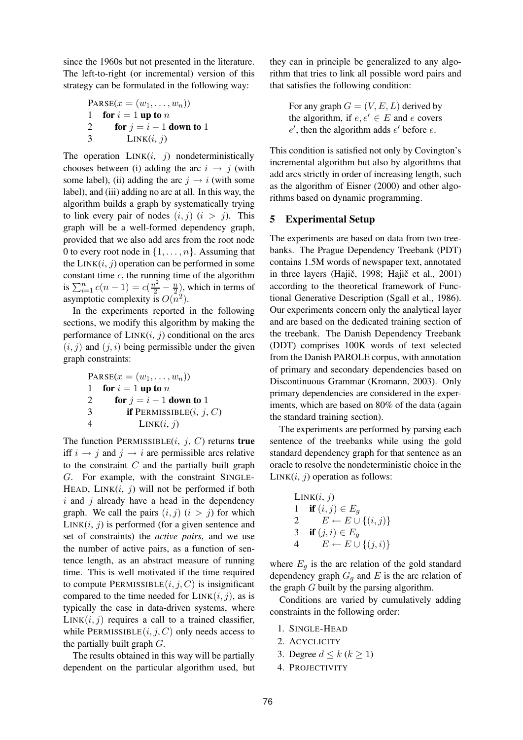since the 1960s but not presented in the literature. The left-to-right (or incremental) version of this strategy can be formulated in the following way:

```
PARSE(x = (w_1, ..., w_n))
1   for i = 1 up to n
2       for j = i − 1 down to 1
3           LINK(i, j)
```

The operation LINK($i$, $j$) nondeterministically chooses between (i) adding the arc $i \rightarrow j$ (with some label), (ii) adding the arc $j \rightarrow i$ (with some label), and (iii) adding no arc at all. In this way, the algorithm builds a graph by systematically trying to link every pair of nodes $(i, j)$ $(i > j)$. This graph will be a well-formed dependency graph, provided that we also add arcs from the root node 0 to every root node in $\{1, \ldots, n\}$. Assuming that the LINK($i$, $j$) operation can be performed in some constant time $c$, the running time of the algorithm is $\sum_{i=1}^{n} c(n-1) = c(\frac{n^2}{2} - \frac{n}{2})$, which in terms of asymptotic complexity is $O(n^2)$.

In the experiments reported in the following sections, we modify this algorithm by making the performance of LINK($i$, $j$) conditional on the arcs $(i, j)$ and $(j, i)$ being permissible under the given graph constraints:

```
PARSE(x = (w_1, ..., w_n))
1   for i = 1 up to n
2       for j = i − 1 down to 1
3           if PERMISSIBLE(i, j, C)
4               LINK(i, j)
```

The function PERMISSIBLE($i$, $j$, $C$) returns **true** iff $i \rightarrow j$ and $j \rightarrow i$ are permissible arcs relative to the constraint $C$ and the partially built graph $G$. For example, with the constraint SINGLE-HEAD, LINK($i$, $j$) will not be performed if both $i$ and $j$ already have a head in the dependency graph. We call the pairs $(i, j)$ $(i > j)$ for which LINK($i$, $j$) is performed (for a given sentence and set of constraints) the *active pairs*, and we use the number of active pairs, as a function of sentence length, as an abstract measure of running time. This is well motivated if the time required to compute PERMISSIBLE($i, j, C$) is insignificant compared to the time needed for LINK($i, j$), as is typically the case in data-driven systems, where LINK($i, j$) requires a call to a trained classifier, while PERMISSIBLE($i, j, C$) only needs access to the partially built graph $G$.

The results obtained in this way will be partially dependent on the particular algorithm used, but they can in principle be generalized to any algorithm that tries to link all possible word pairs and that satisfies the following condition:

> For any graph $G = (V, E, L)$ derived by the algorithm, if $e, e' \in E$ and $e$ covers $e'$, then the algorithm adds $e'$ before $e$.

This condition is satisfied not only by Covington's incremental algorithm but also by algorithms that add arcs strictly in order of increasing length, such as the algorithm of Eisner (2000) and other algorithms based on dynamic programming.

## 5 Experimental Setup

The experiments are based on data from two treebanks. The Prague Dependency Treebank (PDT) contains 1.5M words of newspaper text, annotated in three layers (Hajič, 1998; Hajič et al., 2001) according to the theoretical framework of Functional Generative Description (Sgall et al., 1986). Our experiments concern only the analytical layer and are based on the dedicated training section of the treebank. The Danish Dependency Treebank (DDT) comprises 100K words of text selected from the Danish PAROLE corpus, with annotation of primary and secondary dependencies based on Discontinuous Grammar (Kromann, 2003). Only primary dependencies are considered in the experiments, which are based on 80% of the data (again the standard training section).

The experiments are performed by parsing each sentence of the treebanks while using the gold standard dependency graph for that sentence as an oracle to resolve the nondeterministic choice in the LINK($i$, $j$) operation as follows:

```
LINK(i, j)
1   if (i, j) ∈ E_g
2       E ← E ∪ {(i, j)}
3   if (j, i) ∈ E_g
4       E ← E ∪ {(j, i)}
```

where $E_g$ is the arc relation of the gold standard dependency graph $G_g$ and $E$ is the arc relation of the graph $G$ built by the parsing algorithm.

Conditions are varied by cumulatively adding constraints in the following order:

1. SINGLE-HEAD
2. ACYCLICITY
3. Degree $d \leq k$ $(k \geq 1)$
4. PROJECTIVITY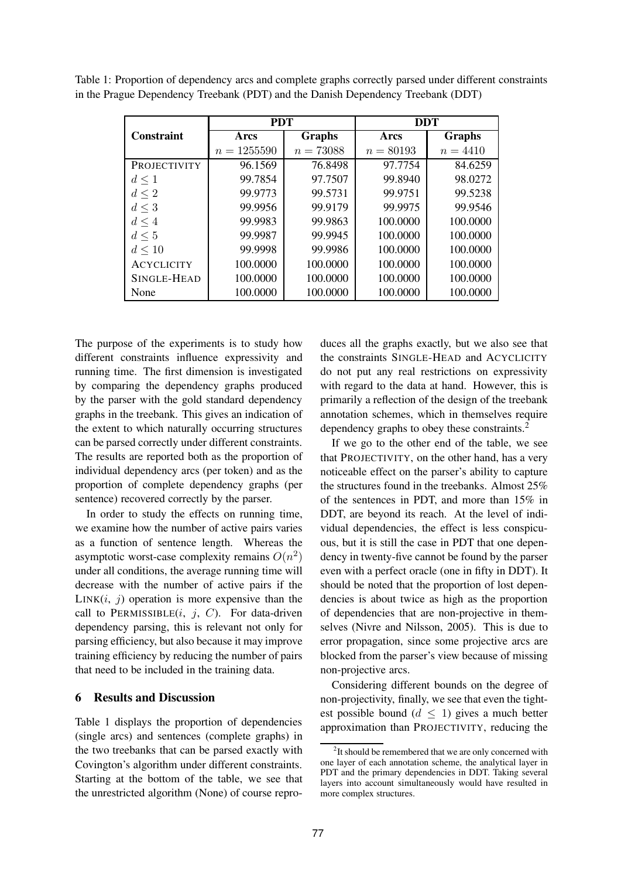Table 1: Proportion of dependency arcs and complete graphs correctly parsed under different constraints in the Prague Dependency Treebank (PDT) and the Danish Dependency Treebank (DDT)

| Constraint | PDT | | DDT | |
|---|---|---|---|---|
| | **Arcs** | **Graphs** | **Arcs** | **Graphs** |
| | $n = 1255590$ | $n = 73088$ | $n = 80193$ | $n = 4410$ |
| PROJECTIVITY | 96.1569 | 76.8498 | 97.7754 | 84.6259 |
| $d \leq 1$ | 99.7854 | 97.7507 | 99.8940 | 98.0272 |
| $d \leq 2$ | 99.9773 | 99.5731 | 99.9751 | 99.5238 |
| $d \leq 3$ | 99.9956 | 99.9179 | 99.9975 | 99.9546 |
| $d \leq 4$ | 99.9983 | 99.9863 | 100.0000 | 100.0000 |
| $d \leq 5$ | 99.9987 | 99.9945 | 100.0000 | 100.0000 |
| $d \leq 10$ | 99.9998 | 99.9986 | 100.0000 | 100.0000 |
| ACYCLICITY | 100.0000 | 100.0000 | 100.0000 | 100.0000 |
| SINGLE-HEAD | 100.0000 | 100.0000 | 100.0000 | 100.0000 |
| None | 100.0000 | 100.0000 | 100.0000 | 100.0000 |

The purpose of the experiments is to study how different constraints influence expressivity and running time. The first dimension is investigated by comparing the dependency graphs produced by the parser with the gold standard dependency graphs in the treebank. This gives an indication of the extent to which naturally occurring structures can be parsed correctly under different constraints. The results are reported both as the proportion of individual dependency arcs (per token) and as the proportion of complete dependency graphs (per sentence) recovered correctly by the parser.

In order to study the effects on running time, we examine how the number of active pairs varies as a function of sentence length. Whereas the asymptotic worst-case complexity remains $O(n^2)$ under all conditions, the average running time will decrease with the number of active pairs if the LINK($i$, $j$) operation is more expensive than the call to PERMISSIBLE($i$, $j$, $C$). For data-driven dependency parsing, this is relevant not only for parsing efficiency, but also because it may improve training efficiency by reducing the number of pairs that need to be included in the training data.

## 6 Results and Discussion

Table 1 displays the proportion of dependencies (single arcs) and sentences (complete graphs) in the two treebanks that can be parsed exactly with Covington's algorithm under different constraints. Starting at the bottom of the table, we see that the unrestricted algorithm (None) of course reproduces all the graphs exactly, but we also see that the constraints SINGLE-HEAD and ACYCLICITY do not put any real restrictions on expressivity with regard to the data at hand. However, this is primarily a reflection of the design of the treebank annotation schemes, which in themselves require dependency graphs to obey these constraints.[2]

If we go to the other end of the table, we see that PROJECTIVITY, on the other hand, has a very noticeable effect on the parser's ability to capture the structures found in the treebanks. Almost 25% of the sentences in PDT, and more than 15% in DDT, are beyond its reach. At the level of individual dependencies, the effect is less conspicuous, but it is still the case in PDT that one dependency in twenty-five cannot be found by the parser even with a perfect oracle (one in fifty in DDT). It should be noted that the proportion of lost dependencies is about twice as high as the proportion of dependencies that are non-projective in themselves (Nivre and Nilsson, 2005). This is due to error propagation, since some projective arcs are blocked from the parser's view because of missing non-projective arcs.

Considering different bounds on the degree of non-projectivity, finally, we see that even the tightest possible bound ($d \leq 1$) gives a much better approximation than PROJECTIVITY, reducing the

[2] It should be remembered that we are only concerned with one layer of each annotation scheme, the analytical layer in PDT and the primary dependencies in DDT. Taking several layers into account simultaneously would have resulted in more complex structures.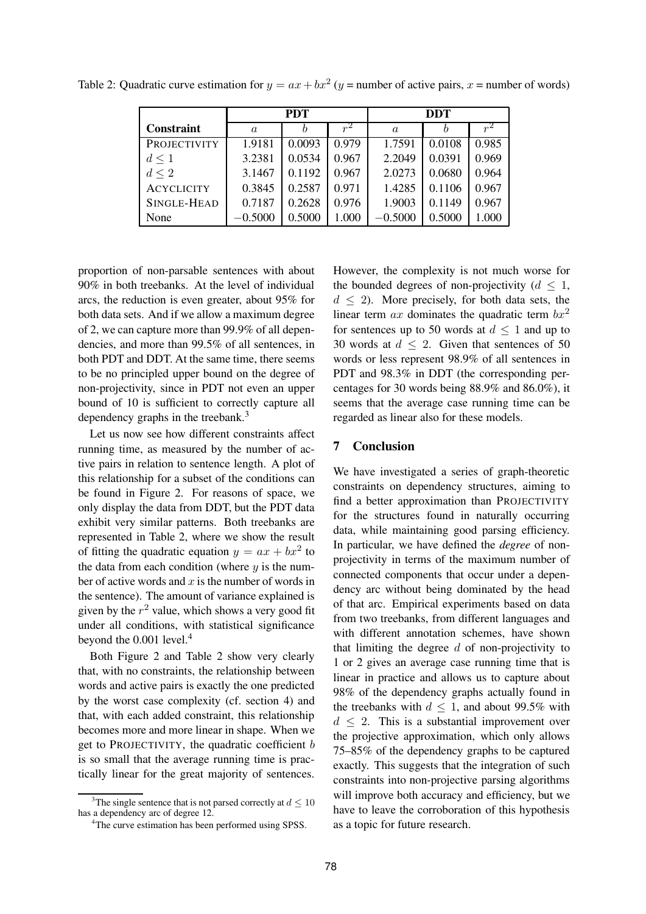Table 2: Quadratic curve estimation for $y = ax + bx^2$ ($y$ = number of active pairs, $x$ = number of words)

| | PDT | | | DDT | | |
|---|---|---|---|---|---|---|
| **Constraint** | $a$ | $b$ | $r^2$ | $a$ | $b$ | $r^2$ |
| PROJECTIVITY | 1.9181 | 0.0093 | 0.979 | 1.7591 | 0.0108 | 0.985 |
| $d \leq 1$ | 3.2381 | 0.0534 | 0.967 | 2.2049 | 0.0391 | 0.969 |
| $d \leq 2$ | 3.1467 | 0.1192 | 0.967 | 2.0273 | 0.0680 | 0.964 |
| ACYCLICITY | 0.3845 | 0.2587 | 0.971 | 1.4285 | 0.1106 | 0.967 |
| SINGLE-HEAD | 0.7187 | 0.2628 | 0.976 | 1.9003 | 0.1149 | 0.967 |
| None | $-0.5000$ | 0.5000 | 1.000 | $-0.5000$ | 0.5000 | 1.000 |

proportion of non-parsable sentences with about 90% in both treebanks. At the level of individual arcs, the reduction is even greater, about 95% for both data sets. And if we allow a maximum degree of 2, we can capture more than 99.9% of all dependencies, and more than 99.5% of all sentences, in both PDT and DDT. At the same time, there seems to be no principled upper bound on the degree of non-projectivity, since in PDT not even an upper bound of 10 is sufficient to correctly capture all dependency graphs in the treebank.[3]

Let us now see how different constraints affect running time, as measured by the number of active pairs in relation to sentence length. A plot of this relationship for a subset of the conditions can be found in Figure 2. For reasons of space, we only display the data from DDT, but the PDT data exhibit very similar patterns. Both treebanks are represented in Table 2, where we show the result of fitting the quadratic equation $y = ax + bx^2$ to the data from each condition (where $y$ is the number of active words and $x$ is the number of words in the sentence). The amount of variance explained is given by the $r^2$ value, which shows a very good fit under all conditions, with statistical significance beyond the 0.001 level.[4]

Both Figure 2 and Table 2 show very clearly that, with no constraints, the relationship between words and active pairs is exactly the one predicted by the worst case complexity (cf. section 4) and that, with each added constraint, this relationship becomes more and more linear in shape. When we get to PROJECTIVITY, the quadratic coefficient $b$ is so small that the average running time is practically linear for the great majority of sentences. However, the complexity is not much worse for the bounded degrees of non-projectivity ($d \leq 1$, $d \leq 2$). More precisely, for both data sets, the linear term $ax$ dominates the quadratic term $bx^2$ for sentences up to 50 words at $d \leq 1$ and up to 30 words at $d \leq 2$. Given that sentences of 50 words or less represent 98.9% of all sentences in PDT and 98.3% in DDT (the corresponding percentages for 30 words being 88.9% and 86.0%), it seems that the average case running time can be regarded as linear also for these models.

## 7 Conclusion

We have investigated a series of graph-theoretic constraints on dependency structures, aiming to find a better approximation than PROJECTIVITY for the structures found in naturally occurring data, while maintaining good parsing efficiency. In particular, we have defined the *degree* of non-projectivity in terms of the maximum number of connected components that occur under a dependency arc without being dominated by the head of that arc. Empirical experiments based on data from two treebanks, from different languages and with different annotation schemes, have shown that limiting the degree $d$ of non-projectivity to 1 or 2 gives an average case running time that is linear in practice and allows us to capture about 98% of the dependency graphs actually found in the treebanks with $d \leq 1$, and about 99.5% with $d \leq 2$. This is a substantial improvement over the projective approximation, which only allows 75–85% of the dependency graphs to be captured exactly. This suggests that the integration of such constraints into non-projective parsing algorithms will improve both accuracy and efficiency, but we have to leave the corroboration of this hypothesis as a topic for future research.

[3] The single sentence that is not parsed correctly at $d \leq 10$ has a dependency arc of degree 12.

[4] The curve estimation has been performed using SPSS.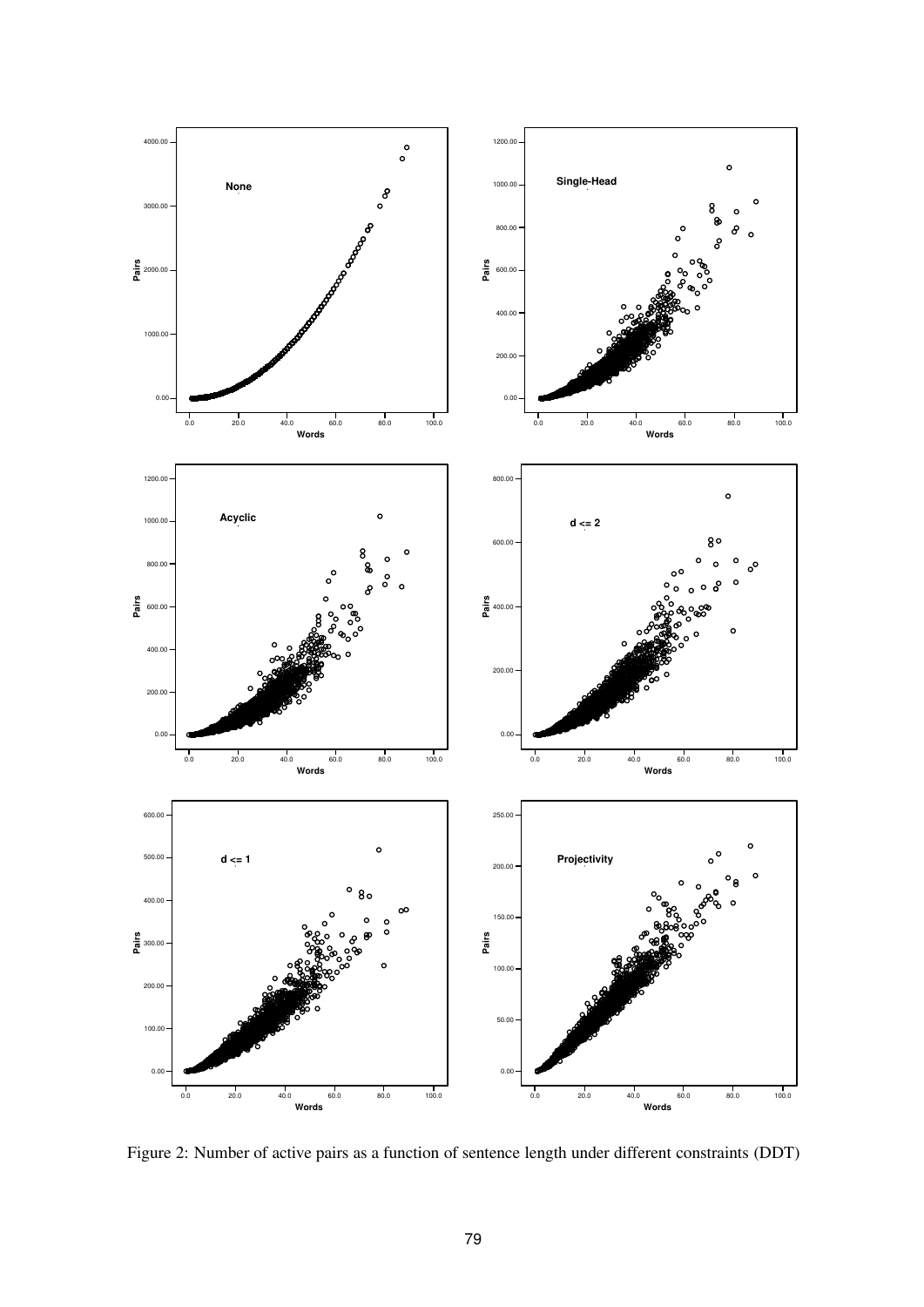Figure 2: Number of active pairs as a function of sentence length under different constraints (DDT)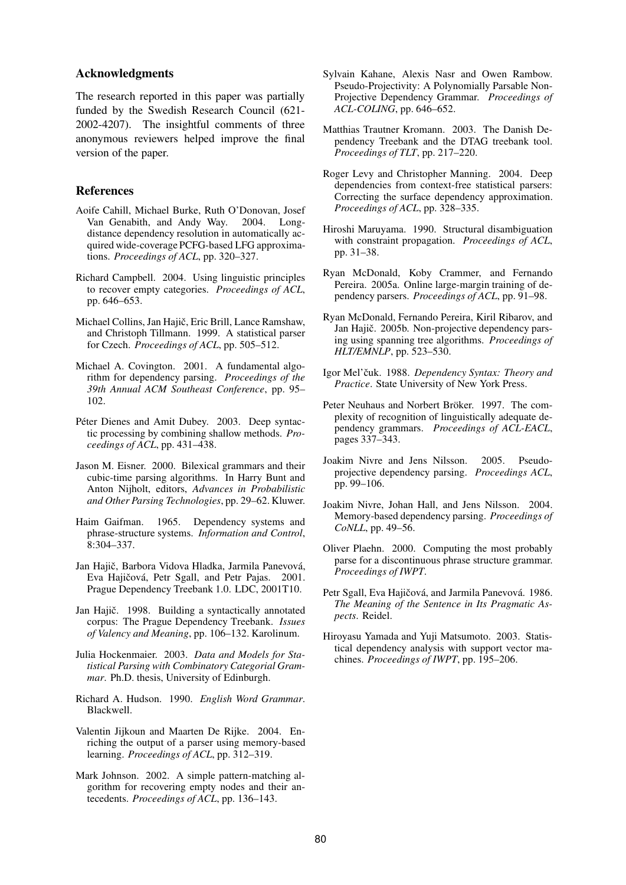## Acknowledgments

The research reported in this paper was partially funded by the Swedish Research Council (621-2002-4207). The insightful comments of three anonymous reviewers helped improve the final version of the paper.

## References

Aoife Cahill, Michael Burke, Ruth O'Donovan, Josef Van Genabith, and Andy Way. 2004. Long-distance dependency resolution in automatically acquired wide-coverage PCFG-based LFG approximations. *Proceedings of ACL*, pp. 320–327.

Richard Campbell. 2004. Using linguistic principles to recover empty categories. *Proceedings of ACL*, pp. 646–653.

Michael Collins, Jan Hajič, Eric Brill, Lance Ramshaw, and Christoph Tillmann. 1999. A statistical parser for Czech. *Proceedings of ACL*, pp. 505–512.

Michael A. Covington. 2001. A fundamental algorithm for dependency parsing. *Proceedings of the 39th Annual ACM Southeast Conference*, pp. 95–102.

Péter Dienes and Amit Dubey. 2003. Deep syntactic processing by combining shallow methods. *Proceedings of ACL*, pp. 431–438.

Jason M. Eisner. 2000. Bilexical grammars and their cubic-time parsing algorithms. In Harry Bunt and Anton Nijholt, editors, *Advances in Probabilistic and Other Parsing Technologies*, pp. 29–62. Kluwer.

Haim Gaifman. 1965. Dependency systems and phrase-structure systems. *Information and Control*, 8:304–337.

Jan Hajič, Barbora Vidova Hladka, Jarmila Panevová, Eva Hajičová, Petr Sgall, and Petr Pajas. 2001. Prague Dependency Treebank 1.0. LDC, 2001T10.

Jan Hajič. 1998. Building a syntactically annotated corpus: The Prague Dependency Treebank. *Issues of Valency and Meaning*, pp. 106–132. Karolinum.

Julia Hockenmaier. 2003. *Data and Models for Statistical Parsing with Combinatory Categorial Grammar*. Ph.D. thesis, University of Edinburgh.

Richard A. Hudson. 1990. *English Word Grammar*. Blackwell.

Valentin Jijkoun and Maarten De Rijke. 2004. Enriching the output of a parser using memory-based learning. *Proceedings of ACL*, pp. 312–319.

Mark Johnson. 2002. A simple pattern-matching algorithm for recovering empty nodes and their antecedents. *Proceedings of ACL*, pp. 136–143.

Sylvain Kahane, Alexis Nasr and Owen Rambow. Pseudo-Projectivity: A Polynomially Parsable Non-Projective Dependency Grammar. *Proceedings of ACL-COLING*, pp. 646–652.

Matthias Trautner Kromann. 2003. The Danish Dependency Treebank and the DTAG treebank tool. *Proceedings of TLT*, pp. 217–220.

Roger Levy and Christopher Manning. 2004. Deep dependencies from context-free statistical parsers: Correcting the surface dependency approximation. *Proceedings of ACL*, pp. 328–335.

Hiroshi Maruyama. 1990. Structural disambiguation with constraint propagation. *Proceedings of ACL*, pp. 31–38.

Ryan McDonald, Koby Crammer, and Fernando Pereira. 2005a. Online large-margin training of dependency parsers. *Proceedings of ACL*, pp. 91–98.

Ryan McDonald, Fernando Pereira, Kiril Ribarov, and Jan Hajič. 2005b. Non-projective dependency parsing using spanning tree algorithms. *Proceedings of HLT/EMNLP*, pp. 523–530.

Igor Mel'čuk. 1988. *Dependency Syntax: Theory and Practice*. State University of New York Press.

Peter Neuhaus and Norbert Bröker. 1997. The complexity of recognition of linguistically adequate dependency grammars. *Proceedings of ACL-EACL*, pages 337–343.

Joakim Nivre and Jens Nilsson. 2005. Pseudo-projective dependency parsing. *Proceedings ACL*, pp. 99–106.

Joakim Nivre, Johan Hall, and Jens Nilsson. 2004. Memory-based dependency parsing. *Proceedings of CoNLL*, pp. 49–56.

Oliver Plaehn. 2000. Computing the most probably parse for a discontinuous phrase structure grammar. *Proceedings of IWPT*.

Petr Sgall, Eva Hajičová, and Jarmila Panevová. 1986. *The Meaning of the Sentence in Its Pragmatic Aspects*. Reidel.

Hiroyasu Yamada and Yuji Matsumoto. 2003. Statistical dependency analysis with support vector machines. *Proceedings of IWPT*, pp. 195–206.